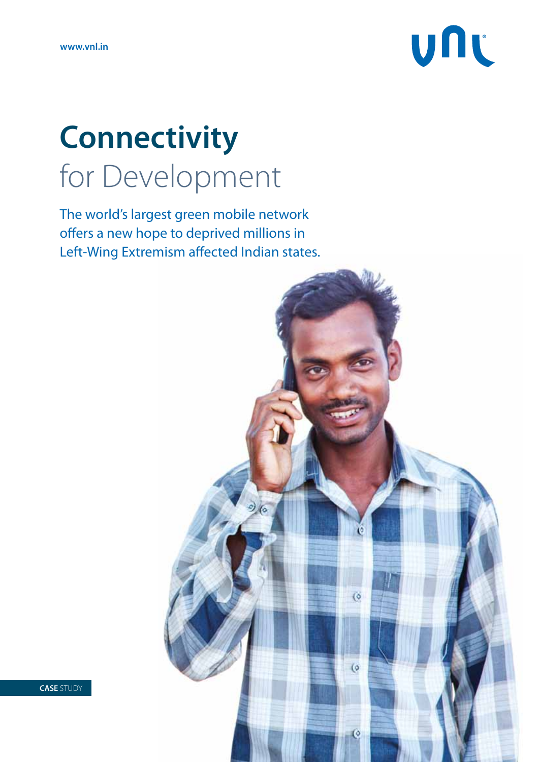www.vnl.in

# Connectivity
for Development

The world's largest green mobile network offers a new hope to deprived millions in Left-Wing Extremism affected Indian states.

**CASE** STUDY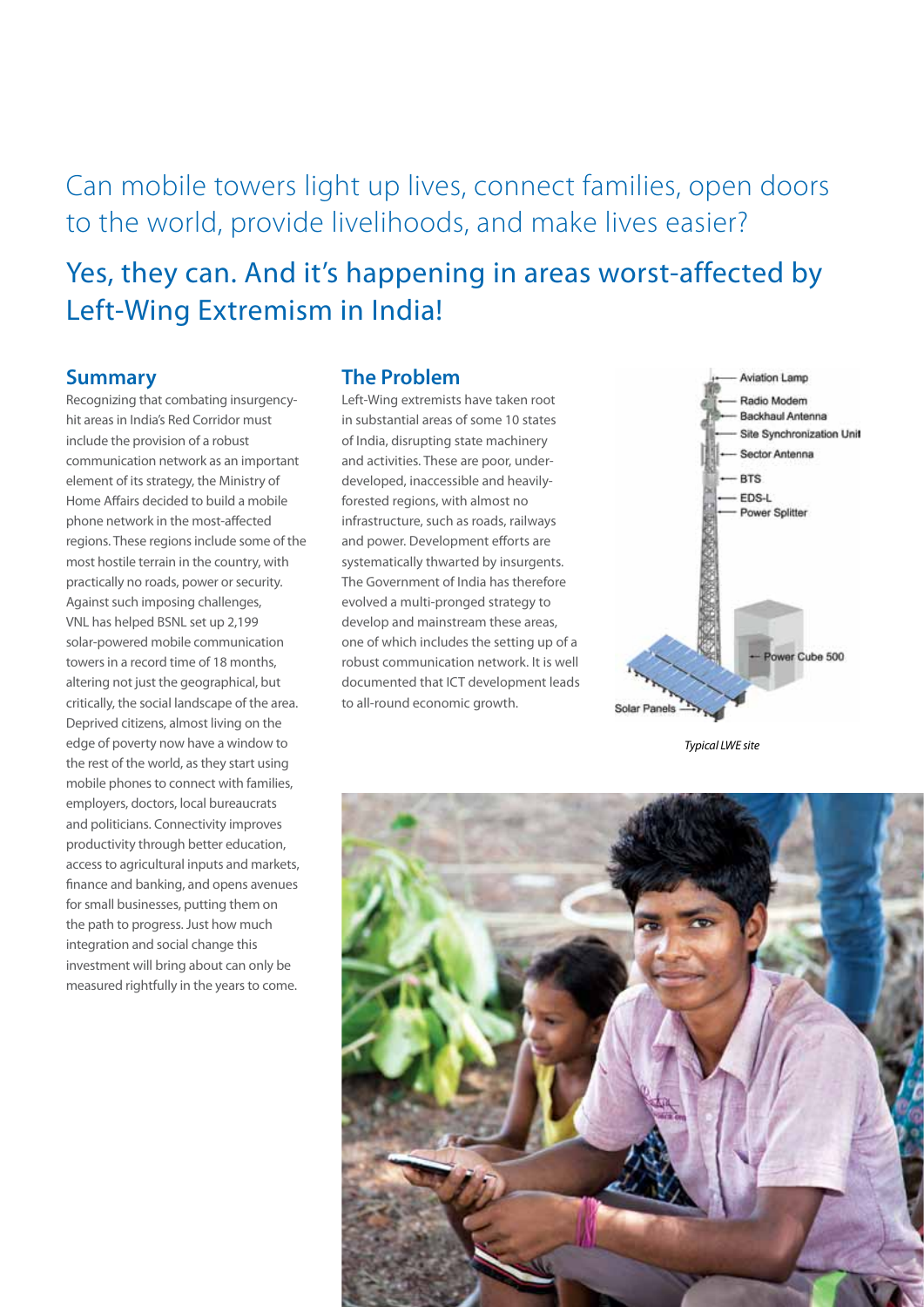# Can mobile towers light up lives, connect families, open doors to the world, provide livelihoods, and make lives easier?

## Yes, they can. And it's happening in areas worst-affected by Left-Wing Extremism in India!

### Summary

Recognizing that combating insurgency-hit areas in India's Red Corridor must include the provision of a robust communication network as an important element of its strategy, the Ministry of Home Affairs decided to build a mobile phone network in the most-affected regions. These regions include some of the most hostile terrain in the country, with practically no roads, power or security. Against such imposing challenges, VNL has helped BSNL set up 2,199 solar-powered mobile communication towers in a record time of 18 months, altering not just the geographical, but critically, the social landscape of the area. Deprived citizens, almost living on the edge of poverty now have a window to the rest of the world, as they start using mobile phones to connect with families, employers, doctors, local bureaucrats and politicians. Connectivity improves productivity through better education, access to agricultural inputs and markets, finance and banking, and opens avenues for small businesses, putting them on the path to progress. Just how much integration and social change this investment will bring about can only be measured rightfully in the years to come.

### The Problem

Left-Wing extremists have taken root in substantial areas of some 10 states of India, disrupting state machinery and activities. These are poor, under-developed, inaccessible and heavily-forested regions, with almost no infrastructure, such as roads, railways and power. Development efforts are systematically thwarted by insurgents. The Government of India has therefore evolved a multi-pronged strategy to develop and mainstream these areas, one of which includes the setting up of a robust communication network. It is well documented that ICT development leads to all-round economic growth.

Aviation Lamp
Radio Modem
Backhaul Antenna
Site Synchronization Unit
Sector Antenna
BTS
EDS-L
Power Splitter
Power Cube 500
Solar Panels

*Typical LWE site*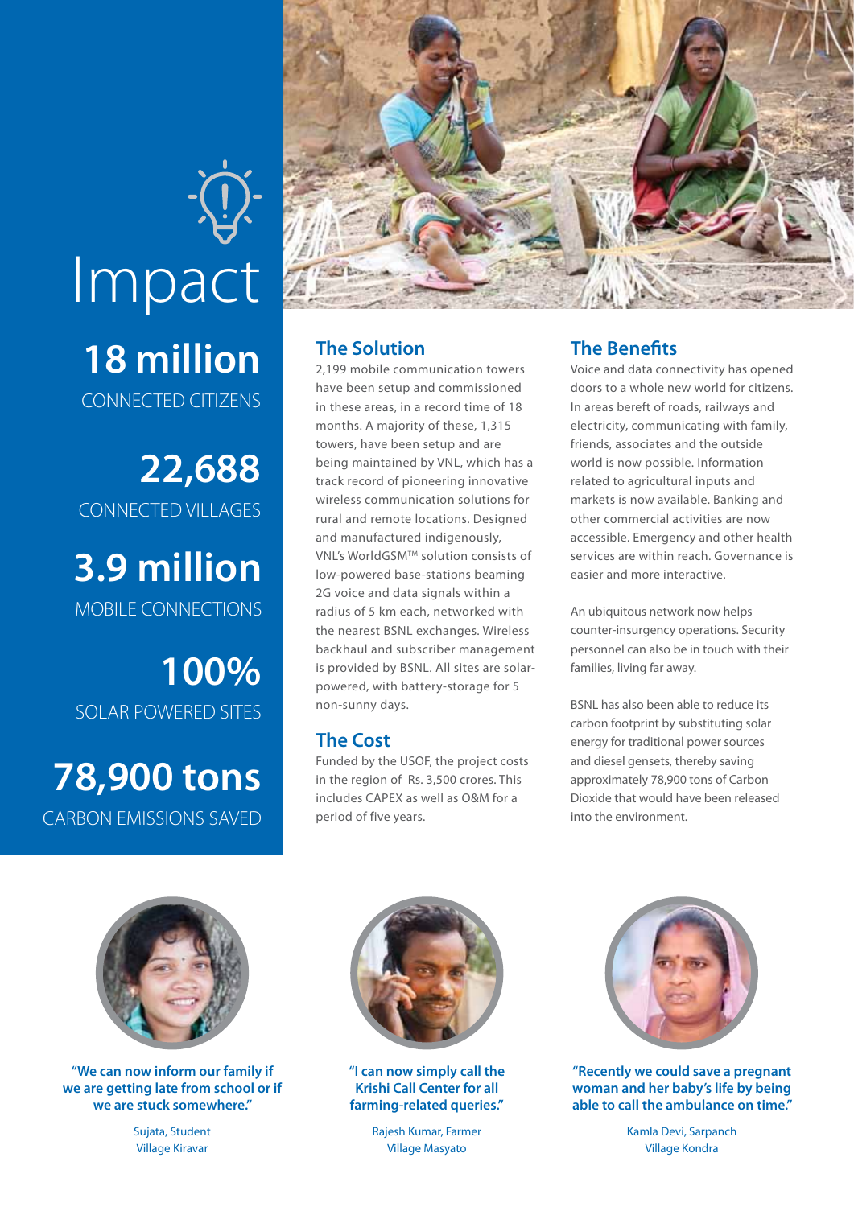# Impact

**18 million**
CONNECTED CITIZENS

**22,688**
CONNECTED VILLAGES

**3.9 million**
MOBILE CONNECTIONS

**100%**
SOLAR POWERED SITES

**78,900 tons**
CARBON EMISSIONS SAVED

## The Solution

2,199 mobile communication towers have been setup and commissioned in these areas, in a record time of 18 months. A majority of these, 1,315 towers, have been setup and are being maintained by VNL, which has a track record of pioneering innovative wireless communication solutions for rural and remote locations. Designed and manufactured indigenously, VNL's WorldGSM™ solution consists of low-powered base-stations beaming 2G voice and data signals within a radius of 5 km each, networked with the nearest BSNL exchanges. Wireless backhaul and subscriber management is provided by BSNL. All sites are solar-powered, with battery-storage for 5 non-sunny days.

## The Cost

Funded by the USOF, the project costs in the region of Rs. 3,500 crores. This includes CAPEX as well as O&M for a period of five years.

## The Benefits

Voice and data connectivity has opened doors to a whole new world for citizens. In areas bereft of roads, railways and electricity, communicating with family, friends, associates and the outside world is now possible. Information related to agricultural inputs and markets is now available. Banking and other commercial activities are now accessible. Emergency and other health services are within reach. Governance is easier and more interactive.

An ubiquitous network now helps counter-insurgency operations. Security personnel can also be in touch with their families, living far away.

BSNL has also been able to reduce its carbon footprint by substituting solar energy for traditional power sources and diesel gensets, thereby saving approximately 78,900 tons of Carbon Dioxide that would have been released into the environment.

**"We can now inform our family if we are getting late from school or if we are stuck somewhere."**

Sujata, Student
Village Kiravar

**"I can now simply call the Krishi Call Center for all farming-related queries."**

Rajesh Kumar, Farmer
Village Masyato

**"Recently we could save a pregnant woman and her baby's life by being able to call the ambulance on time."**

Kamla Devi, Sarpanch
Village Kondra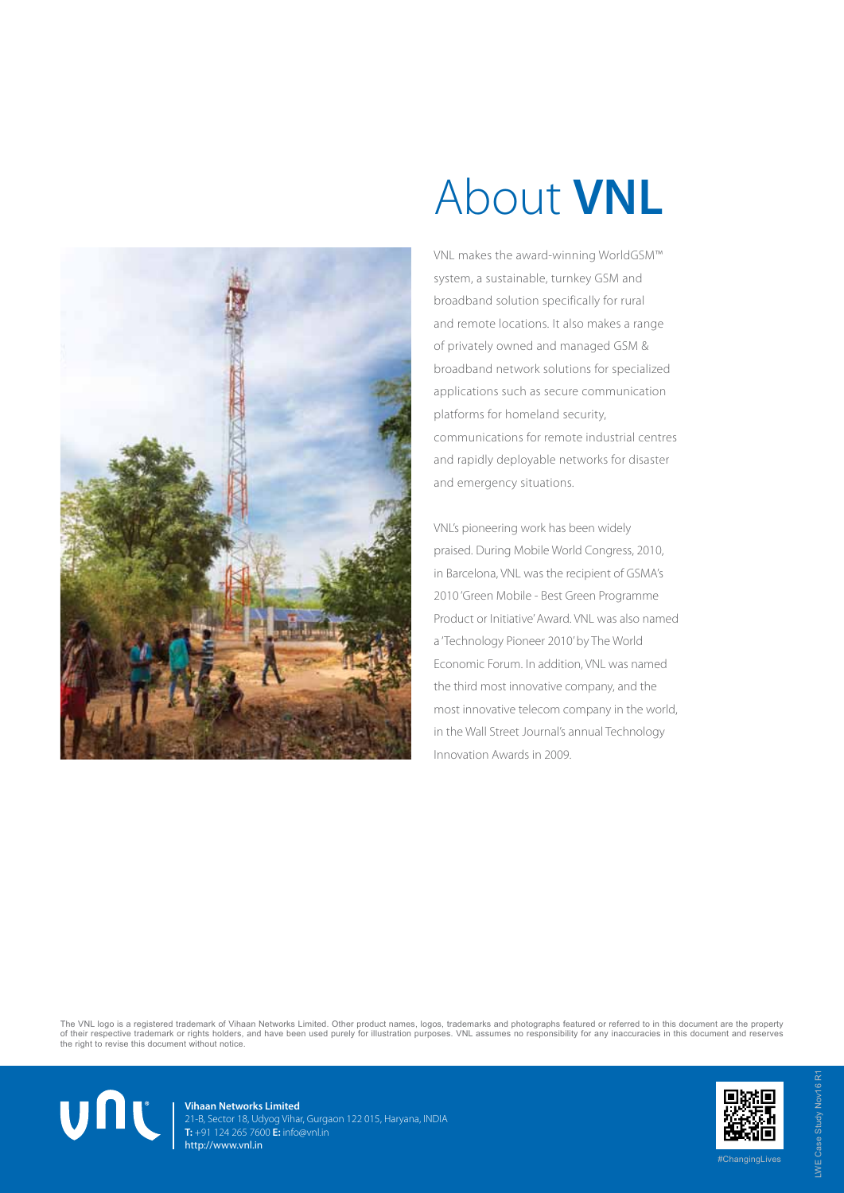# About **VNL**

VNL makes the award-winning WorldGSM™ system, a sustainable, turnkey GSM and broadband solution specifically for rural and remote locations. It also makes a range of privately owned and managed GSM & broadband network solutions for specialized applications such as secure communication platforms for homeland security, communications for remote industrial centres and rapidly deployable networks for disaster and emergency situations.

VNL's pioneering work has been widely praised. During Mobile World Congress, 2010, in Barcelona, VNL was the recipient of GSMA's 2010 'Green Mobile - Best Green Programme Product or Initiative' Award. VNL was also named a 'Technology Pioneer 2010' by The World Economic Forum. In addition, VNL was named the third most innovative company, and the most innovative telecom company in the world, in the Wall Street Journal's annual Technology Innovation Awards in 2009.

The VNL logo is a registered trademark of Vihaan Networks Limited. Other product names, logos, trademarks and photographs featured or referred to in this document are the property of their respective trademark or rights holders, and have been used purely for illustration purposes. VNL assumes no responsibility for any inaccuracies in this document and reserves the right to revise this document without notice.

**Vihaan Networks Limited**
21-B, Sector 18, Udyog Vihar, Gurgaon 122 015, Haryana, INDIA
**T:** +91 124 265 7600 **E:** info@vnl.in
http://www.vnl.in

#ChangingLives

LWE Case Study Nov16 R1